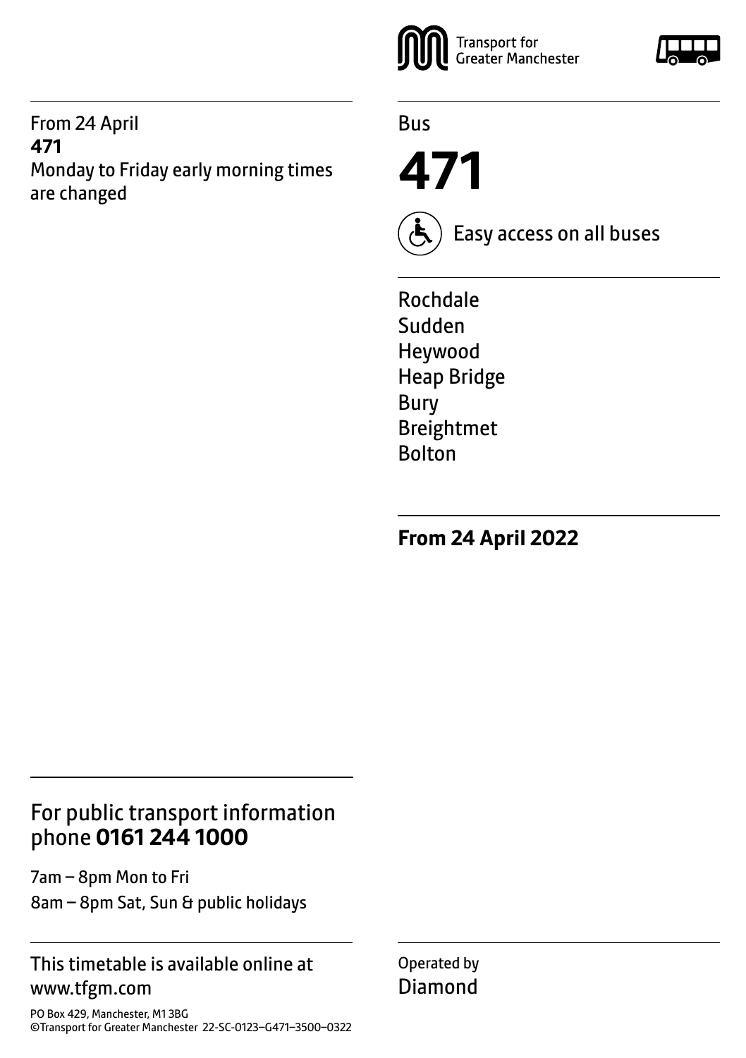From 24 April
**471**
Monday to Friday early morning times are changed

Transport for Greater Manchester

Bus

# 471

Easy access on all buses

Rochdale
Sudden
Heywood
Heap Bridge
Bury
Breightmet
Bolton

**From 24 April 2022**

## For public transport information phone **0161 244 1000**

7am – 8pm Mon to Fri
8am – 8pm Sat, Sun & public holidays

This timetable is available online at www.tfgm.com

PO Box 429, Manchester, M1 3BG
©Transport for Greater Manchester 22-SC-0123–G471–3500–0322

Operated by
Diamond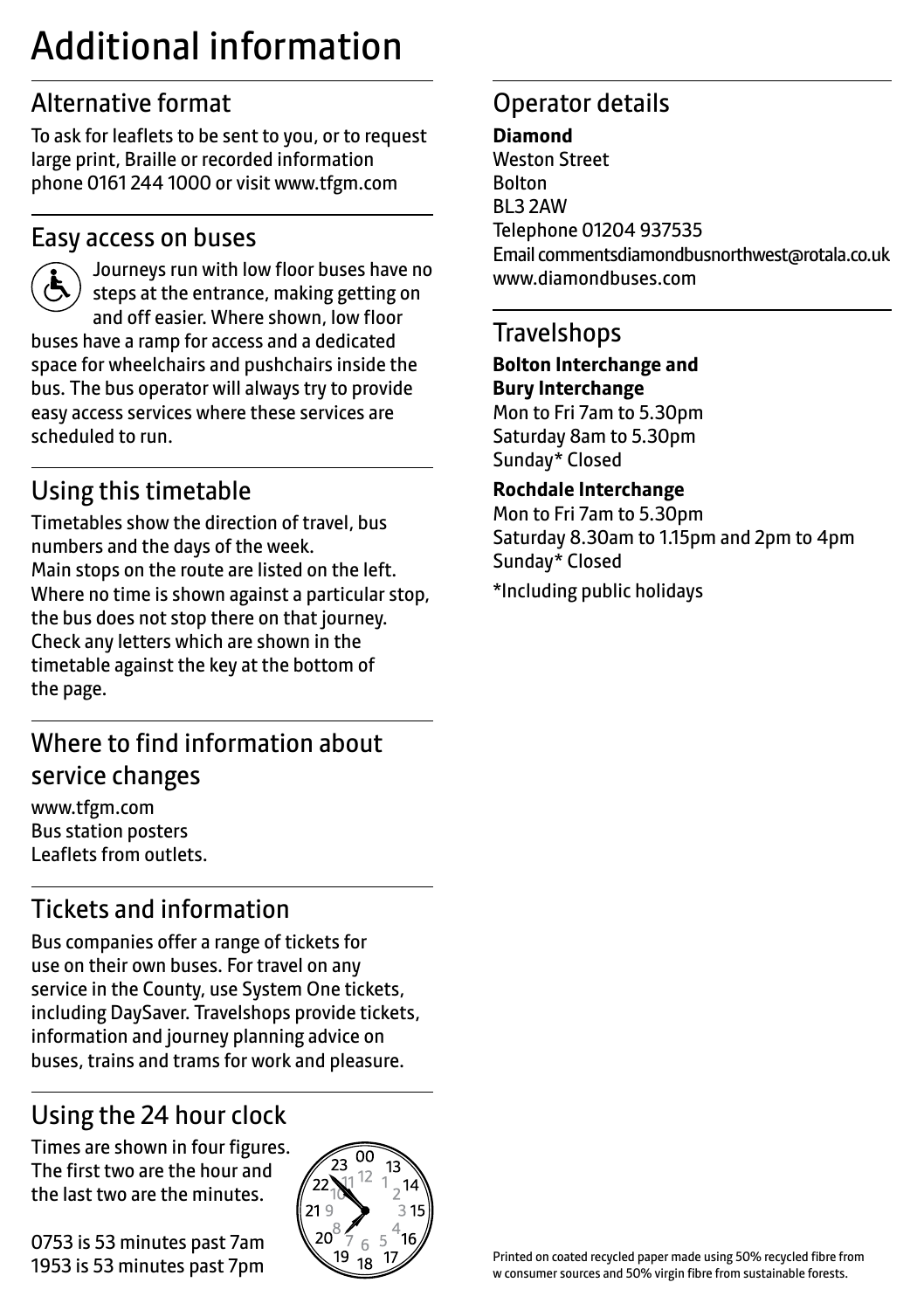# Additional information

## Alternative format

To ask for leaflets to be sent to you, or to request large print, Braille or recorded information phone 0161 244 1000 or visit www.tfgm.com

## Easy access on buses

Journeys run with low floor buses have no steps at the entrance, making getting on and off easier. Where shown, low floor buses have a ramp for access and a dedicated space for wheelchairs and pushchairs inside the bus. The bus operator will always try to provide easy access services where these services are scheduled to run.

## Using this timetable

Timetables show the direction of travel, bus numbers and the days of the week.
Main stops on the route are listed on the left.
Where no time is shown against a particular stop, the bus does not stop there on that journey.
Check any letters which are shown in the timetable against the key at the bottom of the page.

## Where to find information about service changes

www.tfgm.com
Bus station posters
Leaflets from outlets.

## Tickets and information

Bus companies offer a range of tickets for use on their own buses. For travel on any service in the County, use System One tickets, including DaySaver. Travelshops provide tickets, information and journey planning advice on buses, trains and trams for work and pleasure.

## Using the 24 hour clock

Times are shown in four figures.
The first two are the hour and the last two are the minutes.

0753 is 53 minutes past 7am
1953 is 53 minutes past 7pm

## Operator details

**Diamond**
Weston Street
Bolton
BL3 2AW
Telephone 01204 937535
Email commentsdiamondbusnorthwest@rotala.co.uk
www.diamondbuses.com

## Travelshops

**Bolton Interchange and Bury Interchange**
Mon to Fri 7am to 5.30pm
Saturday 8am to 5.30pm
Sunday* Closed

**Rochdale Interchange**
Mon to Fri 7am to 5.30pm
Saturday 8.30am to 1.15pm and 2pm to 4pm
Sunday* Closed

*Including public holidays

Printed on coated recycled paper made using 50% recycled fibre from w consumer sources and 50% virgin fibre from sustainable forests.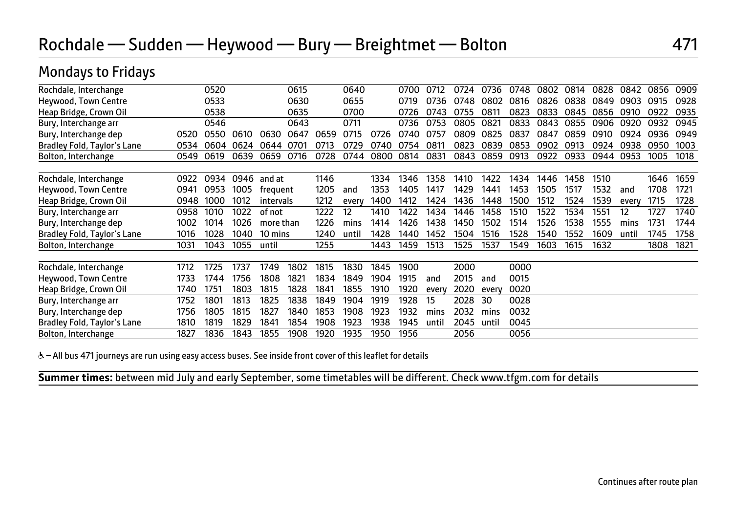# Rochdale — Sudden — Heywood — Bury — Breightmet — Bolton 471

## Mondays to Fridays

| Stop | | | | | | | | | | | | | | | | | | | |
|---|---|---|---|---|---|---|---|---|---|---|---|---|---|---|---|---|---|---|---|
| Rochdale, Interchange | | 0520 | | | 0615 | | 0640 | | 0700 | 0712 | 0724 | 0736 | 0748 | 0802 | 0814 | 0828 | 0842 | 0856 | 0909 |
| Heywood, Town Centre | | 0533 | | | 0630 | | 0655 | | 0719 | 0736 | 0748 | 0802 | 0816 | 0826 | 0838 | 0849 | 0903 | 0915 | 0928 |
| Heap Bridge, Crown Oil | | 0538 | | | 0635 | | 0700 | | 0726 | 0743 | 0755 | 0811 | 0823 | 0833 | 0845 | 0856 | 0910 | 0922 | 0935 |
| Bury, Interchange arr | | 0546 | | | 0643 | | 0711 | | 0736 | 0753 | 0805 | 0821 | 0833 | 0843 | 0855 | 0906 | 0920 | 0932 | 0945 |
| Bury, Interchange dep | 0520 | 0550 | 0610 | 0630 | 0647 | 0659 | 0715 | 0726 | 0740 | 0757 | 0809 | 0825 | 0837 | 0847 | 0859 | 0910 | 0924 | 0936 | 0949 |
| Bradley Fold, Taylor's Lane | 0534 | 0604 | 0624 | 0644 | 0701 | 0713 | 0729 | 0740 | 0754 | 0811 | 0823 | 0839 | 0853 | 0902 | 0913 | 0924 | 0938 | 0950 | 1003 |
| Bolton, Interchange | 0549 | 0619 | 0639 | 0659 | 0716 | 0728 | 0744 | 0800 | 0814 | 0831 | 0843 | 0859 | 0913 | 0922 | 0933 | 0944 | 0953 | 1005 | 1018 |

| Stop | | | | | | | | | | | | | | | | | | |
|---|---|---|---|---|---|---|---|---|---|---|---|---|---|---|---|---|---|---|
| Rochdale, Interchange | 0922 | 0934 | 0946 | and at | 1146 | | 1334 | 1346 | 1358 | 1410 | 1422 | 1434 | 1446 | 1458 | 1510 | | 1646 | 1659 |
| Heywood, Town Centre | 0941 | 0953 | 1005 | frequent | 1205 | and | 1353 | 1405 | 1417 | 1429 | 1441 | 1453 | 1505 | 1517 | 1532 | and | 1708 | 1721 |
| Heap Bridge, Crown Oil | 0948 | 1000 | 1012 | intervals | 1212 | every | 1400 | 1412 | 1424 | 1436 | 1448 | 1500 | 1512 | 1524 | 1539 | every | 1715 | 1728 |
| Bury, Interchange arr | 0958 | 1010 | 1022 | of not | 1222 | 12 | 1410 | 1422 | 1434 | 1446 | 1458 | 1510 | 1522 | 1534 | 1551 | 12 | 1727 | 1740 |
| Bury, Interchange dep | 1002 | 1014 | 1026 | more than | 1226 | mins | 1414 | 1426 | 1438 | 1450 | 1502 | 1514 | 1526 | 1538 | 1555 | mins | 1731 | 1744 |
| Bradley Fold, Taylor's Lane | 1016 | 1028 | 1040 | 10 mins | 1240 | until | 1428 | 1440 | 1452 | 1504 | 1516 | 1528 | 1540 | 1552 | 1609 | until | 1745 | 1758 |
| Bolton, Interchange | 1031 | 1043 | 1055 | until | 1255 | | 1443 | 1459 | 1513 | 1525 | 1537 | 1549 | 1603 | 1615 | 1632 | | 1808 | 1821 |

| Stop | | | | | | | | | | | | | |
|---|---|---|---|---|---|---|---|---|---|---|---|---|---|
| Rochdale, Interchange | 1712 | 1725 | 1737 | 1749 | 1802 | 1815 | 1830 | 1845 | 1900 | | 2000 | | 0000 |
| Heywood, Town Centre | 1733 | 1744 | 1756 | 1808 | 1821 | 1834 | 1849 | 1904 | 1915 | and | 2015 | and | 0015 |
| Heap Bridge, Crown Oil | 1740 | 1751 | 1803 | 1815 | 1828 | 1841 | 1855 | 1910 | 1920 | every | 2020 | every | 0020 |
| Bury, Interchange arr | 1752 | 1801 | 1813 | 1825 | 1838 | 1849 | 1904 | 1919 | 1928 | 15 | 2028 | 30 | 0028 |
| Bury, Interchange dep | 1756 | 1805 | 1815 | 1827 | 1840 | 1853 | 1908 | 1923 | 1932 | mins | 2032 | mins | 0032 |
| Bradley Fold, Taylor's Lane | 1810 | 1819 | 1829 | 1841 | 1854 | 1908 | 1923 | 1938 | 1945 | until | 2045 | until | 0045 |
| Bolton, Interchange | 1827 | 1836 | 1843 | 1855 | 1908 | 1920 | 1935 | 1950 | 1956 | | 2056 | | 0056 |

♿ – All bus 471 journeys are run using easy access buses. See inside front cover of this leaflet for details

**Summer times:** between mid July and early September, some timetables will be different. Check www.tfgm.com for details

Continues after route plan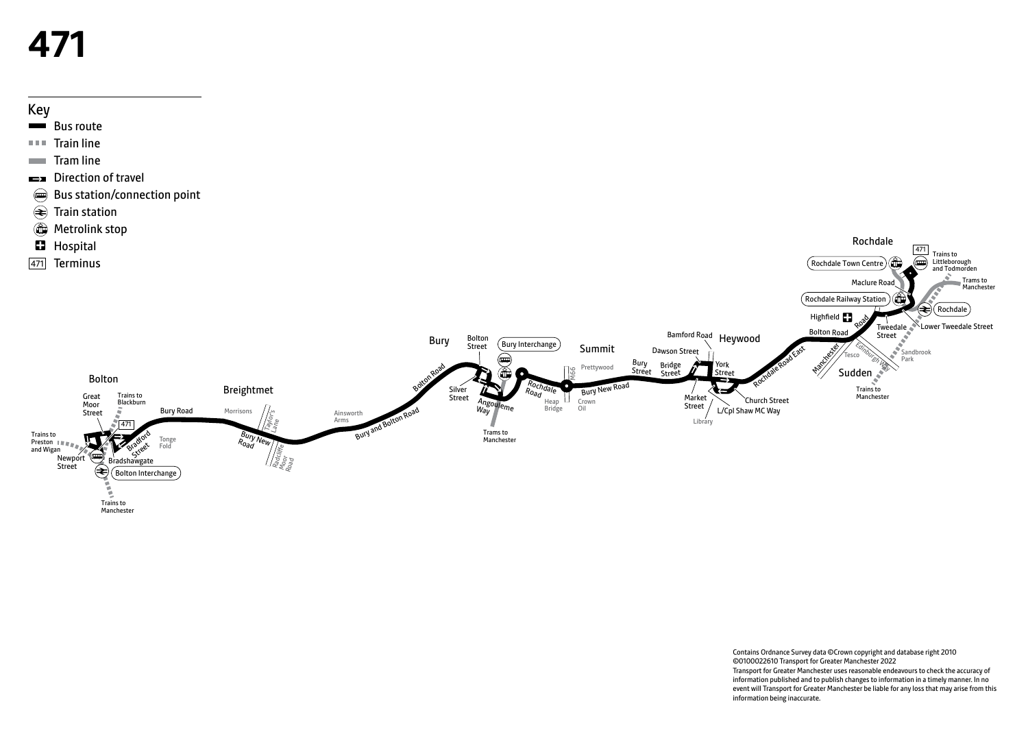# 471

## Key

- Bus route
- Train line
- Tram line
- Direction of travel
- Bus station/connection point
- Train station
- Metrolink stop
- Hospital
- 471 Terminus

Bolton, Great Moor Street, Trains to Blackburn, Trains to Preston and Wigan, Newport Street, 471, Bradford Street, Bradshawgate, Bolton Interchange, Trains to Manchester, Tonge Fold, Bury Road, Breightmet, Morrisons, Taylor's Lane, Bury New Road, Radcliffe Moor Road, Ainsworth Arms, Bury and Bolton Road, Bolton Road, Bury, Bolton Street, Silver Street, Bury Interchange, Angouleme Way, Trams to Manchester, Rochdale Road, Heap Bridge, M66, Summit, Prettywood, Crown Oil, Bury New Road, Bury Street, Bridge Street, Dawson Street, Bamford Road, Heywood, York Street, Market Street, Library, L/Cpl Shaw MC Way, Church Street, Rochdale Road East, Manchester, Bolton Road, Tesco, Edinburgh Way, Sudden, Trains to Manchester, Sandbrook Park, Highfield, Road, Tweedale Street, Lower Tweedale Street, Rochdale Railway Station, Rochdale, Maclure Road, Rochdale Town Centre, 471, Trains to Littleborough and Todmorden, Trams to Manchester

Contains Ordnance Survey data ©Crown copyright and database right 2010 ©0100022610 Transport for Greater Manchester 2022

Transport for Greater Manchester uses reasonable endeavours to check the accuracy of information published and to publish changes to information in a timely manner. In no event will Transport for Greater Manchester be liable for any loss that may arise from this information being inaccurate.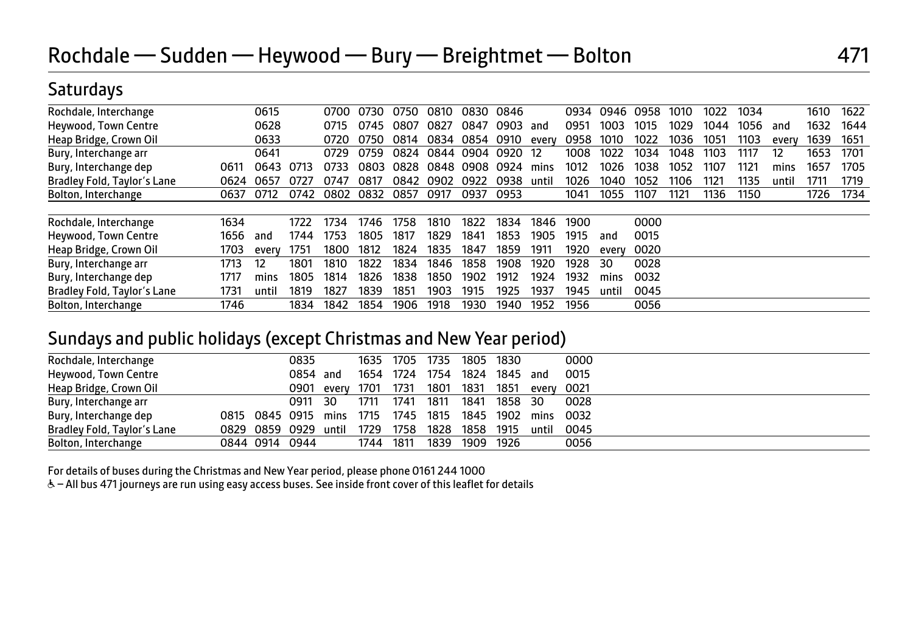# Rochdale — Sudden — Heywood — Bury — Breightmet — Bolton

471

## Saturdays

| | | | | | | | | | | | | | | | | | | | | |
|---|---|---|---|---|---|---|---|---|---|---|---|---|---|---|---|---|---|---|---|---|
| Rochdale, Interchange | | 0615 | | 0700 | 0730 | 0750 | 0810 | 0830 | 0846 | | 0934 | 0946 | 0958 | 1010 | 1022 | 1034 | | 1610 | 1622 |
| Heywood, Town Centre | | 0628 | | 0715 | 0745 | 0807 | 0827 | 0847 | 0903 | and | 0951 | 1003 | 1015 | 1029 | 1044 | 1056 | and | 1632 | 1644 |
| Heap Bridge, Crown Oil | | 0633 | | 0720 | 0750 | 0814 | 0834 | 0854 | 0910 | every | 0958 | 1010 | 1022 | 1036 | 1051 | 1103 | every | 1639 | 1651 |
| Bury, Interchange arr | | 0641 | | 0729 | 0759 | 0824 | 0844 | 0904 | 0920 | 12 | 1008 | 1022 | 1034 | 1048 | 1103 | 1117 | 12 | 1653 | 1701 |
| Bury, Interchange dep | 0611 | 0643 | 0713 | 0733 | 0803 | 0828 | 0848 | 0908 | 0924 | mins | 1012 | 1026 | 1038 | 1052 | 1107 | 1121 | mins | 1657 | 1705 |
| Bradley Fold, Taylor's Lane | 0624 | 0657 | 0727 | 0747 | 0817 | 0842 | 0902 | 0922 | 0938 | until | 1026 | 1040 | 1052 | 1106 | 1121 | 1135 | until | 1711 | 1719 |
| Bolton, Interchange | 0637 | 0712 | 0742 | 0802 | 0832 | 0857 | 0917 | 0937 | 0953 | | 1041 | 1055 | 1107 | 1121 | 1136 | 1150 | | 1726 | 1734 |

| | | | | | | | | | | | | | | |
|---|---|---|---|---|---|---|---|---|---|---|---|---|---|---|
| Rochdale, Interchange | 1634 | | 1722 | 1734 | 1746 | 1758 | 1810 | 1822 | 1834 | 1846 | 1900 | | 0000 |
| Heywood, Town Centre | 1656 | and | 1744 | 1753 | 1805 | 1817 | 1829 | 1841 | 1853 | 1905 | 1915 | and | 0015 |
| Heap Bridge, Crown Oil | 1703 | every | 1751 | 1800 | 1812 | 1824 | 1835 | 1847 | 1859 | 1911 | 1920 | every | 0020 |
| Bury, Interchange arr | 1713 | 12 | 1801 | 1810 | 1822 | 1834 | 1846 | 1858 | 1908 | 1920 | 1928 | 30 | 0028 |
| Bury, Interchange dep | 1717 | mins | 1805 | 1814 | 1826 | 1838 | 1850 | 1902 | 1912 | 1924 | 1932 | mins | 0032 |
| Bradley Fold, Taylor's Lane | 1731 | until | 1819 | 1827 | 1839 | 1851 | 1903 | 1915 | 1925 | 1937 | 1945 | until | 0045 |
| Bolton, Interchange | 1746 | | 1834 | 1842 | 1854 | 1906 | 1918 | 1930 | 1940 | 1952 | 1956 | | 0056 |

## Sundays and public holidays (except Christmas and New Year period)

| | | | | | | | | | | | | |
|---|---|---|---|---|---|---|---|---|---|---|---|---|
| Rochdale, Interchange | | | 0835 | | 1635 | 1705 | 1735 | 1805 | 1830 | | 0000 |
| Heywood, Town Centre | | | 0854 | and | 1654 | 1724 | 1754 | 1824 | 1845 | and | 0015 |
| Heap Bridge, Crown Oil | | | 0901 | every | 1701 | 1731 | 1801 | 1831 | 1851 | every | 0021 |
| Bury, Interchange arr | | | 0911 | 30 | 1711 | 1741 | 1811 | 1841 | 1858 | 30 | 0028 |
| Bury, Interchange dep | 0815 | 0845 | 0915 | mins | 1715 | 1745 | 1815 | 1845 | 1902 | mins | 0032 |
| Bradley Fold, Taylor's Lane | 0829 | 0859 | 0929 | until | 1729 | 1758 | 1828 | 1858 | 1915 | until | 0045 |
| Bolton, Interchange | 0844 | 0914 | 0944 | | 1744 | 1811 | 1839 | 1909 | 1926 | | 0056 |

For details of buses during the Christmas and New Year period, please phone 0161 244 1000

♿ – All bus 471 journeys are run using easy access buses. See inside front cover of this leaflet for details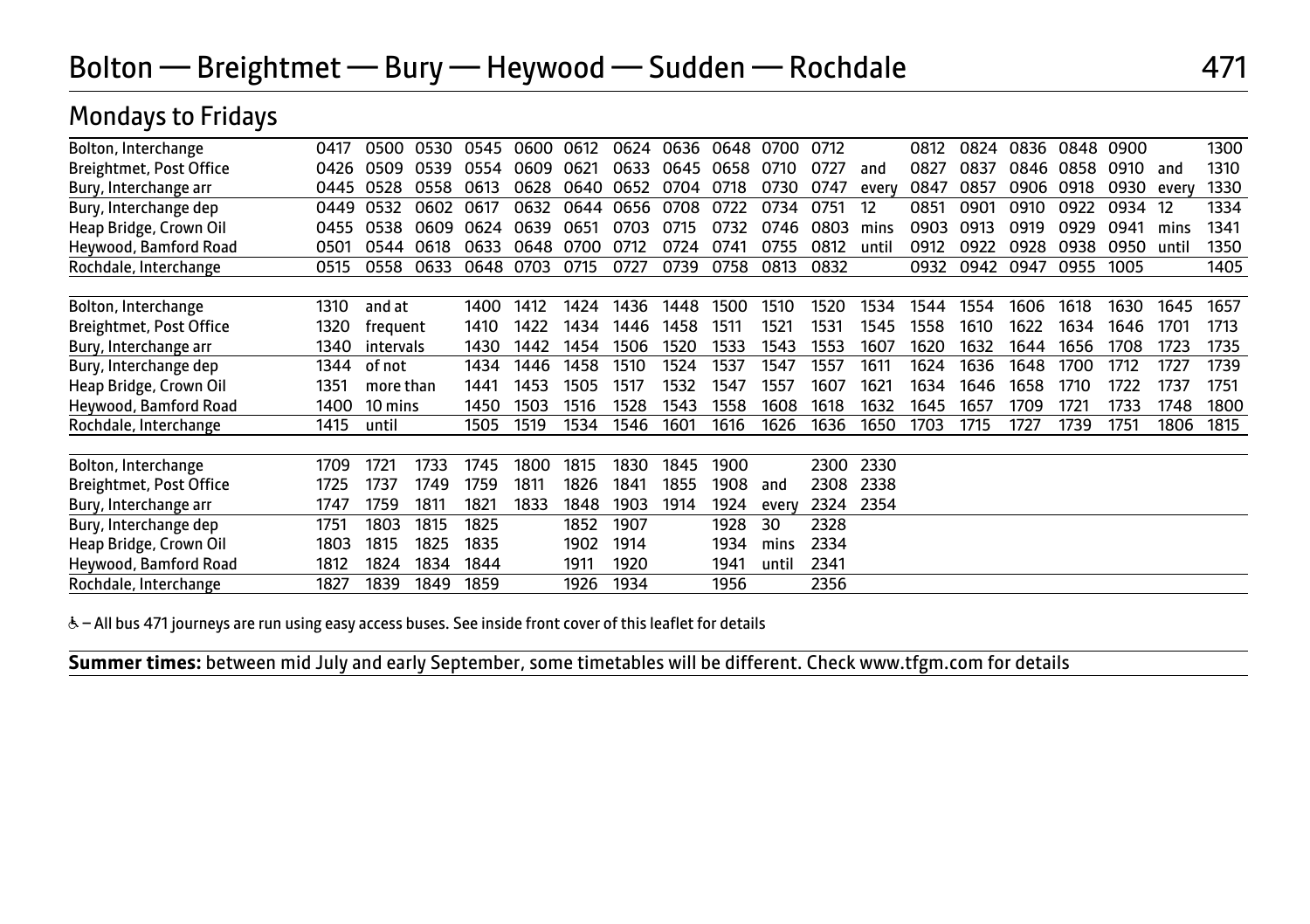# Bolton — Breightmet — Bury — Heywood — Sudden — Rochdale

## Mondays to Fridays

| | | | | | | | | | | | | | | | | | | | |
|---|---|---|---|---|---|---|---|---|---|---|---|---|---|---|---|---|---|---|---|
| Bolton, Interchange | 0417 | 0500 | 0530 | 0545 | 0600 | 0612 | 0624 | 0636 | 0648 | 0700 | 0712 | | 0812 | 0824 | 0836 | 0848 | 0900 | | 1300 |
| Breightmet, Post Office | 0426 | 0509 | 0539 | 0554 | 0609 | 0621 | 0633 | 0645 | 0658 | 0710 | 0727 | and | 0827 | 0837 | 0846 | 0858 | 0910 | and | 1310 |
| Bury, Interchange arr | 0445 | 0528 | 0558 | 0613 | 0628 | 0640 | 0652 | 0704 | 0718 | 0730 | 0747 | every | 0847 | 0857 | 0906 | 0918 | 0930 | every | 1330 |
| Bury, Interchange dep | 0449 | 0532 | 0602 | 0617 | 0632 | 0644 | 0656 | 0708 | 0722 | 0734 | 0751 | 12 | 0851 | 0901 | 0910 | 0922 | 0934 | 12 | 1334 |
| Heap Bridge, Crown Oil | 0455 | 0538 | 0609 | 0624 | 0639 | 0651 | 0703 | 0715 | 0732 | 0746 | 0803 | mins | 0903 | 0913 | 0919 | 0929 | 0941 | mins | 1341 |
| Heywood, Bamford Road | 0501 | 0544 | 0618 | 0633 | 0648 | 0700 | 0712 | 0724 | 0741 | 0755 | 0812 | until | 0912 | 0922 | 0928 | 0938 | 0950 | until | 1350 |
| Rochdale, Interchange | 0515 | 0558 | 0633 | 0648 | 0703 | 0715 | 0727 | 0739 | 0758 | 0813 | 0832 | | 0932 | 0942 | 0947 | 0955 | 1005 | | 1405 |

| | | | | | | | | | | | | | | | | | | |
|---|---|---|---|---|---|---|---|---|---|---|---|---|---|---|---|---|---|---|
| Bolton, Interchange | 1310 | and at | 1400 | 1412 | 1424 | 1436 | 1448 | 1500 | 1510 | 1520 | 1534 | 1544 | 1554 | 1606 | 1618 | 1630 | 1645 | 1657 |
| Breightmet, Post Office | 1320 | frequent | 1410 | 1422 | 1434 | 1446 | 1458 | 1511 | 1521 | 1531 | 1545 | 1558 | 1610 | 1622 | 1634 | 1646 | 1701 | 1713 |
| Bury, Interchange arr | 1340 | intervals | 1430 | 1442 | 1454 | 1506 | 1520 | 1533 | 1543 | 1553 | 1607 | 1620 | 1632 | 1644 | 1656 | 1708 | 1723 | 1735 |
| Bury, Interchange dep | 1344 | of not | 1434 | 1446 | 1458 | 1510 | 1524 | 1537 | 1547 | 1557 | 1611 | 1624 | 1636 | 1648 | 1700 | 1712 | 1727 | 1739 |
| Heap Bridge, Crown Oil | 1351 | more than | 1441 | 1453 | 1505 | 1517 | 1532 | 1547 | 1557 | 1607 | 1621 | 1634 | 1646 | 1658 | 1710 | 1722 | 1737 | 1751 |
| Heywood, Bamford Road | 1400 | 10 mins | 1450 | 1503 | 1516 | 1528 | 1543 | 1558 | 1608 | 1618 | 1632 | 1645 | 1657 | 1709 | 1721 | 1733 | 1748 | 1800 |
| Rochdale, Interchange | 1415 | until | 1505 | 1519 | 1534 | 1546 | 1601 | 1616 | 1626 | 1636 | 1650 | 1703 | 1715 | 1727 | 1739 | 1751 | 1806 | 1815 |

| | | | | | | | | | | | | |
|---|---|---|---|---|---|---|---|---|---|---|---|---|
| Bolton, Interchange | 1709 | 1721 | 1733 | 1745 | 1800 | 1815 | 1830 | 1845 | 1900 | | 2300 | 2330 |
| Breightmet, Post Office | 1725 | 1737 | 1749 | 1759 | 1811 | 1826 | 1841 | 1855 | 1908 | and | 2308 | 2338 |
| Bury, Interchange arr | 1747 | 1759 | 1811 | 1821 | 1833 | 1848 | 1903 | 1914 | 1924 | every | 2324 | 2354 |
| Bury, Interchange dep | 1751 | 1803 | 1815 | 1825 | | 1852 | 1907 | | 1928 | 30 | 2328 | |
| Heap Bridge, Crown Oil | 1803 | 1815 | 1825 | 1835 | | 1902 | 1914 | | 1934 | mins | 2334 | |
| Heywood, Bamford Road | 1812 | 1824 | 1834 | 1844 | | 1911 | 1920 | | 1941 | until | 2341 | |
| Rochdale, Interchange | 1827 | 1839 | 1849 | 1859 | | 1926 | 1934 | | 1956 | | 2356 | |

♿ – All bus 471 journeys are run using easy access buses. See inside front cover of this leaflet for details

**Summer times:** between mid July and early September, some timetables will be different. Check www.tfgm.com for details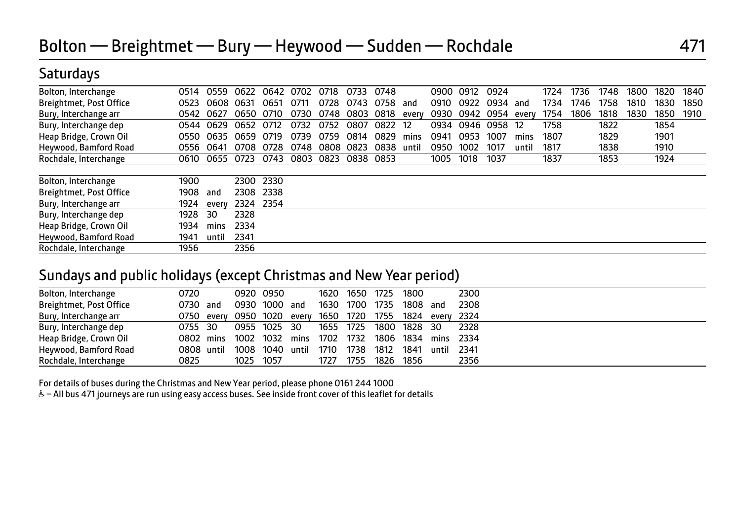# Bolton — Breightmet — Bury — Heywood — Sudden — Rochdale

471

## Saturdays

| | | | | | | | | | | | | | | | | | | | | |
|---|---|---|---|---|---|---|---|---|---|---|---|---|---|---|---|---|---|---|---|---|
| Bolton, Interchange | 0514 | 0559 | 0622 | 0642 | 0702 | 0718 | 0733 | 0748 | | 0900 | 0912 | 0924 | | 1724 | 1736 | 1748 | 1800 | 1820 | 1840 |
| Breightmet, Post Office | 0523 | 0608 | 0631 | 0651 | 0711 | 0728 | 0743 | 0758 | and | 0910 | 0922 | 0934 | and | 1734 | 1746 | 1758 | 1810 | 1830 | 1850 |
| Bury, Interchange arr | 0542 | 0627 | 0650 | 0710 | 0730 | 0748 | 0803 | 0818 | every | 0930 | 0942 | 0954 | every | 1754 | 1806 | 1818 | 1830 | 1850 | 1910 |
| Bury, Interchange dep | 0544 | 0629 | 0652 | 0712 | 0732 | 0752 | 0807 | 0822 | 12 | 0934 | 0946 | 0958 | 12 | 1758 | | 1822 | | 1854 | |
| Heap Bridge, Crown Oil | 0550 | 0635 | 0659 | 0719 | 0739 | 0759 | 0814 | 0829 | mins | 0941 | 0953 | 1007 | mins | 1807 | | 1829 | | 1901 | |
| Heywood, Bamford Road | 0556 | 0641 | 0708 | 0728 | 0748 | 0808 | 0823 | 0838 | until | 0950 | 1002 | 1017 | until | 1817 | | 1838 | | 1910 | |
| Rochdale, Interchange | 0610 | 0655 | 0723 | 0743 | 0803 | 0823 | 0838 | 0853 | | 1005 | 1018 | 1037 | | 1837 | | 1853 | | 1924 | |

| | | | | |
|---|---|---|---|---|
| Bolton, Interchange | 1900 | | 2300 | 2330 |
| Breightmet, Post Office | 1908 | and | 2308 | 2338 |
| Bury, Interchange arr | 1924 | every | 2324 | 2354 |
| Bury, Interchange dep | 1928 | 30 | 2328 | |
| Heap Bridge, Crown Oil | 1934 | mins | 2334 | |
| Heywood, Bamford Road | 1941 | until | 2341 | |
| Rochdale, Interchange | 1956 | | 2356 | |

## Sundays and public holidays (except Christmas and New Year period)

| | | | | | | | | | | | |
|---|---|---|---|---|---|---|---|---|---|---|---|
| Bolton, Interchange | 0720 | | 0920 | 0950 | | 1620 | 1650 | 1725 | 1800 | | 2300 |
| Breightmet, Post Office | 0730 | and | 0930 | 1000 | and | 1630 | 1700 | 1735 | 1808 | and | 2308 |
| Bury, Interchange arr | 0750 | every | 0950 | 1020 | every | 1650 | 1720 | 1755 | 1824 | every | 2324 |
| Bury, Interchange dep | 0755 | 30 | 0955 | 1025 | 30 | 1655 | 1725 | 1800 | 1828 | 30 | 2328 |
| Heap Bridge, Crown Oil | 0802 | mins | 1002 | 1032 | mins | 1702 | 1732 | 1806 | 1834 | mins | 2334 |
| Heywood, Bamford Road | 0808 | until | 1008 | 1040 | until | 1710 | 1738 | 1812 | 1841 | until | 2341 |
| Rochdale, Interchange | 0825 | | 1025 | 1057 | | 1727 | 1755 | 1826 | 1856 | | 2356 |

For details of buses during the Christmas and New Year period, please phone 0161 244 1000

♿ – All bus 471 journeys are run using easy access buses. See inside front cover of this leaflet for details